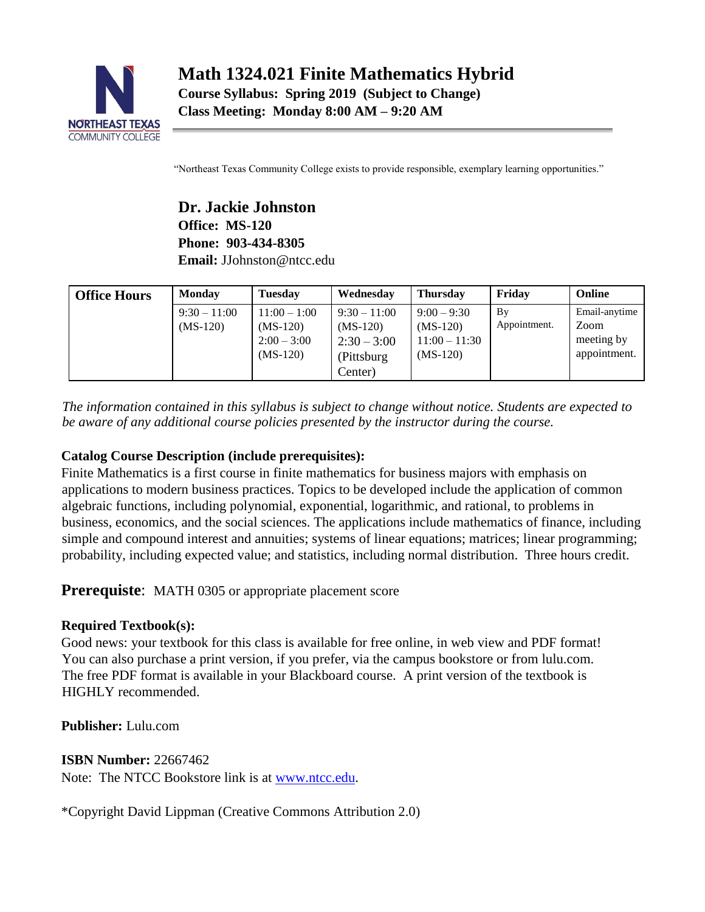# Math 1324.021 Finite Mathematics Hybrid

**Course Syllabus: Spring 2019 (Subject to Change)**
**Class Meeting: Monday 8:00 AM – 9:20 AM**

"Northeast Texas Community College exists to provide responsible, exemplary learning opportunities."

**Dr. Jackie Johnston**
**Office: MS-120**
**Phone: 903-434-8305**
**Email:** JJohnston@ntcc.edu

| Office Hours | Monday | Tuesday | Wednesday | Thursday | Friday | Online |
|---|---|---|---|---|---|---|
| | 9:30 – 11:00 (MS-120) | 11:00 – 1:00 (MS-120) 2:00 – 3:00 (MS-120) | 9:30 – 11:00 (MS-120) 2:30 – 3:00 (Pittsburg Center) | 9:00 – 9:30 (MS-120) 11:00 – 11:30 (MS-120) | By Appointment. | Email-anytime Zoom meeting by appointment. |

*The information contained in this syllabus is subject to change without notice. Students are expected to be aware of any additional course policies presented by the instructor during the course.*

**Catalog Course Description (include prerequisites):**
Finite Mathematics is a first course in finite mathematics for business majors with emphasis on applications to modern business practices. Topics to be developed include the application of common algebraic functions, including polynomial, exponential, logarithmic, and rational, to problems in business, economics, and the social sciences. The applications include mathematics of finance, including simple and compound interest and annuities; systems of linear equations; matrices; linear programming; probability, including expected value; and statistics, including normal distribution. Three hours credit.

**Prerequisite**: MATH 0305 or appropriate placement score

**Required Textbook(s):**
Good news: your textbook for this class is available for free online, in web view and PDF format! You can also purchase a print version, if you prefer, via the campus bookstore or from lulu.com. The free PDF format is available in your Blackboard course. A print version of the textbook is HIGHLY recommended.

**Publisher:** Lulu.com

**ISBN Number:** 22667462
Note: The NTCC Bookstore link is at www.ntcc.edu.

*Copyright David Lippman (Creative Commons Attribution 2.0)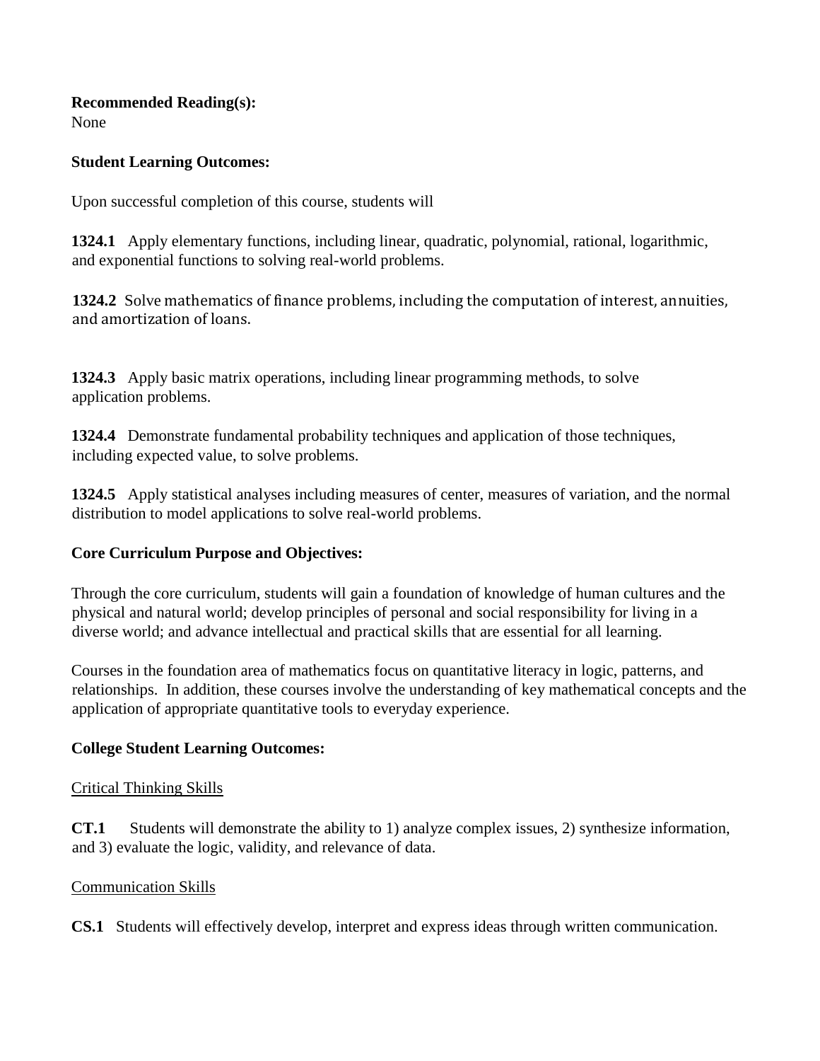**Recommended Reading(s):**
None

**Student Learning Outcomes:**

Upon successful completion of this course, students will

**1324.1** Apply elementary functions, including linear, quadratic, polynomial, rational, logarithmic, and exponential functions to solving real-world problems.

**1324.2** Solve mathematics of finance problems, including the computation of interest, annuities, and amortization of loans.

**1324.3** Apply basic matrix operations, including linear programming methods, to solve application problems.

**1324.4** Demonstrate fundamental probability techniques and application of those techniques, including expected value, to solve problems.

**1324.5** Apply statistical analyses including measures of center, measures of variation, and the normal distribution to model applications to solve real-world problems.

**Core Curriculum Purpose and Objectives:**

Through the core curriculum, students will gain a foundation of knowledge of human cultures and the physical and natural world; develop principles of personal and social responsibility for living in a diverse world; and advance intellectual and practical skills that are essential for all learning.

Courses in the foundation area of mathematics focus on quantitative literacy in logic, patterns, and relationships. In addition, these courses involve the understanding of key mathematical concepts and the application of appropriate quantitative tools to everyday experience.

**College Student Learning Outcomes:**

Critical Thinking Skills

**CT.1** Students will demonstrate the ability to 1) analyze complex issues, 2) synthesize information, and 3) evaluate the logic, validity, and relevance of data.

Communication Skills

**CS.1** Students will effectively develop, interpret and express ideas through written communication.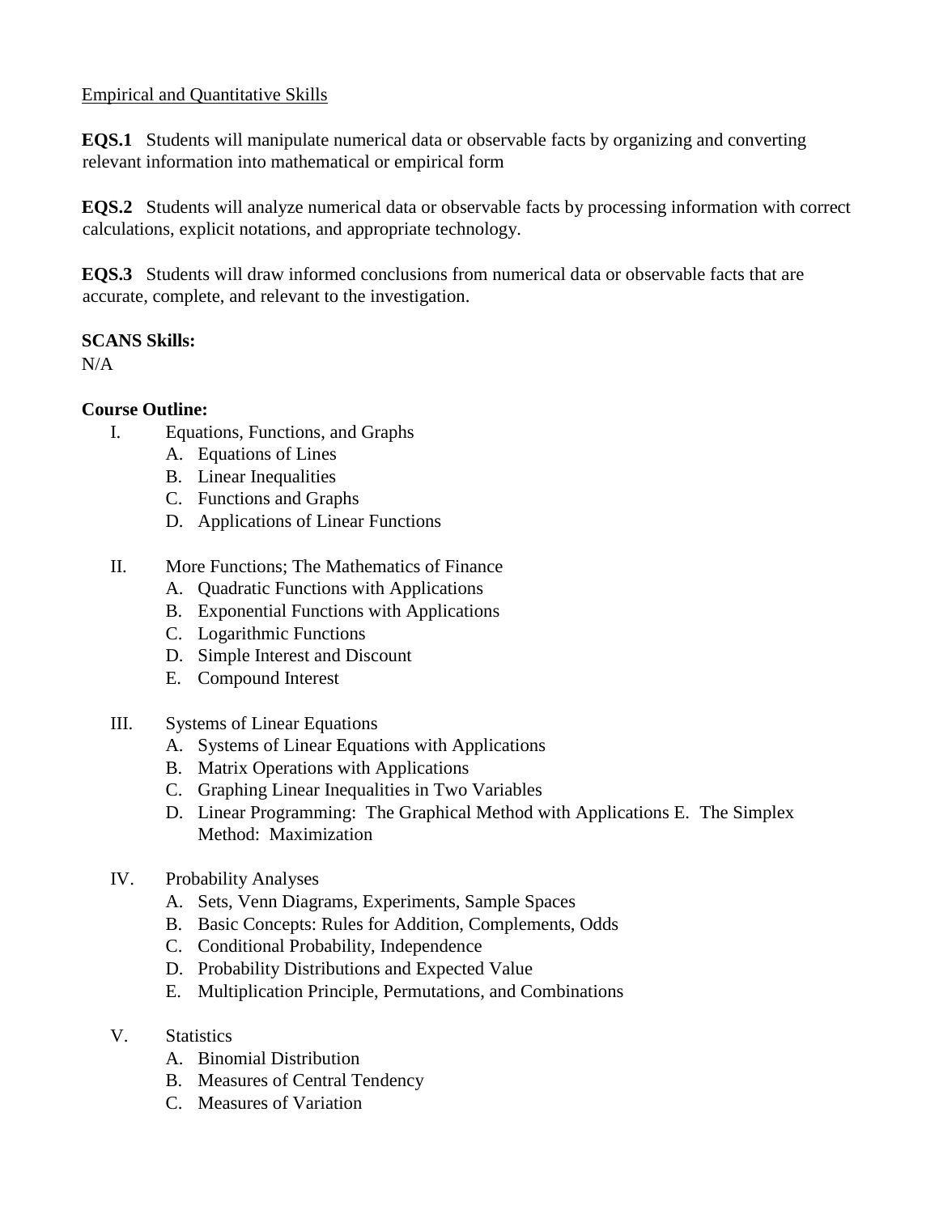Empirical and Quantitative Skills

**EQS.1** Students will manipulate numerical data or observable facts by organizing and converting relevant information into mathematical or empirical form

**EQS.2** Students will analyze numerical data or observable facts by processing information with correct calculations, explicit notations, and appropriate technology.

**EQS.3** Students will draw informed conclusions from numerical data or observable facts that are accurate, complete, and relevant to the investigation.

**SCANS Skills:**
N/A

**Course Outline:**

I. Equations, Functions, and Graphs
   A. Equations of Lines
   B. Linear Inequalities
   C. Functions and Graphs
   D. Applications of Linear Functions

II. More Functions; The Mathematics of Finance
   A. Quadratic Functions with Applications
   B. Exponential Functions with Applications
   C. Logarithmic Functions
   D. Simple Interest and Discount
   E. Compound Interest

III. Systems of Linear Equations
   A. Systems of Linear Equations with Applications
   B. Matrix Operations with Applications
   C. Graphing Linear Inequalities in Two Variables
   D. Linear Programming: The Graphical Method with Applications E. The Simplex Method: Maximization

IV. Probability Analyses
   A. Sets, Venn Diagrams, Experiments, Sample Spaces
   B. Basic Concepts: Rules for Addition, Complements, Odds
   C. Conditional Probability, Independence
   D. Probability Distributions and Expected Value
   E. Multiplication Principle, Permutations, and Combinations

V. Statistics
   A. Binomial Distribution
   B. Measures of Central Tendency
   C. Measures of Variation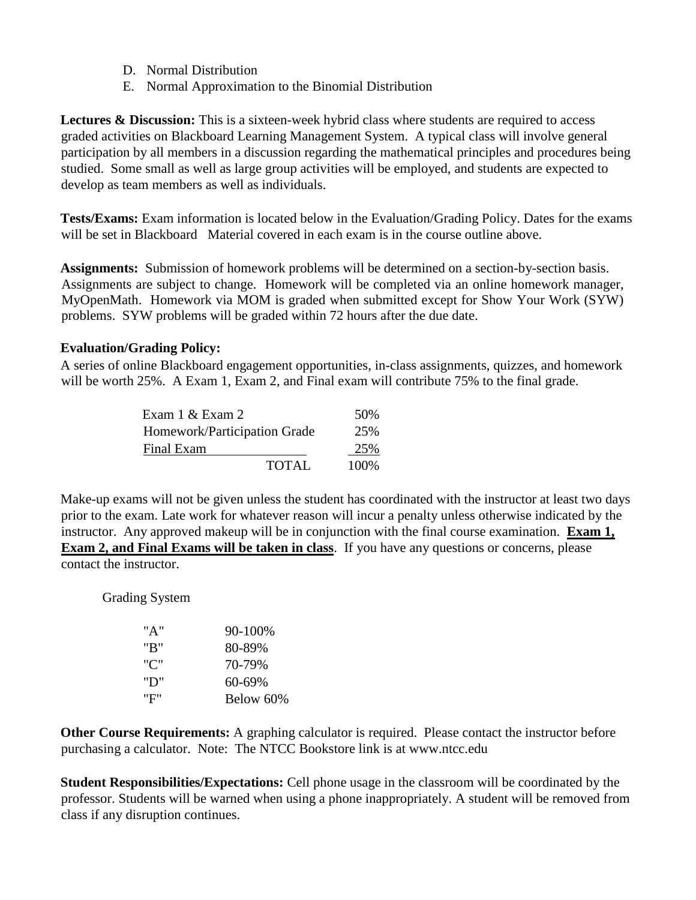D. Normal Distribution
E. Normal Approximation to the Binomial Distribution

**Lectures & Discussion:** This is a sixteen-week hybrid class where students are required to access graded activities on Blackboard Learning Management System. A typical class will involve general participation by all members in a discussion regarding the mathematical principles and procedures being studied. Some small as well as large group activities will be employed, and students are expected to develop as team members as well as individuals.

**Tests/Exams:** Exam information is located below in the Evaluation/Grading Policy. Dates for the exams will be set in Blackboard Material covered in each exam is in the course outline above.

**Assignments:** Submission of homework problems will be determined on a section-by-section basis. Assignments are subject to change. Homework will be completed via an online homework manager, MyOpenMath. Homework via MOM is graded when submitted except for Show Your Work (SYW) problems. SYW problems will be graded within 72 hours after the due date.

**Evaluation/Grading Policy:**

A series of online Blackboard engagement opportunities, in-class assignments, quizzes, and homework will be worth 25%. A Exam 1, Exam 2, and Final exam will contribute 75% to the final grade.

| | |
|---|---|
| Exam 1 & Exam 2 | 50% |
| Homework/Participation Grade | 25% |
| Final Exam | 25% |
| TOTAL | 100% |

Make-up exams will not be given unless the student has coordinated with the instructor at least two days prior to the exam. Late work for whatever reason will incur a penalty unless otherwise indicated by the instructor. Any approved makeup will be in conjunction with the final course examination. **Exam 1, Exam 2, and Final Exams will be taken in class**. If you have any questions or concerns, please contact the instructor.

Grading System

| | |
|---|---|
| "A" | 90-100% |
| "B" | 80-89% |
| "C" | 70-79% |
| "D" | 60-69% |
| "F" | Below 60% |

**Other Course Requirements:** A graphing calculator is required. Please contact the instructor before purchasing a calculator. Note: The NTCC Bookstore link is at www.ntcc.edu

**Student Responsibilities/Expectations:** Cell phone usage in the classroom will be coordinated by the professor. Students will be warned when using a phone inappropriately. A student will be removed from class if any disruption continues.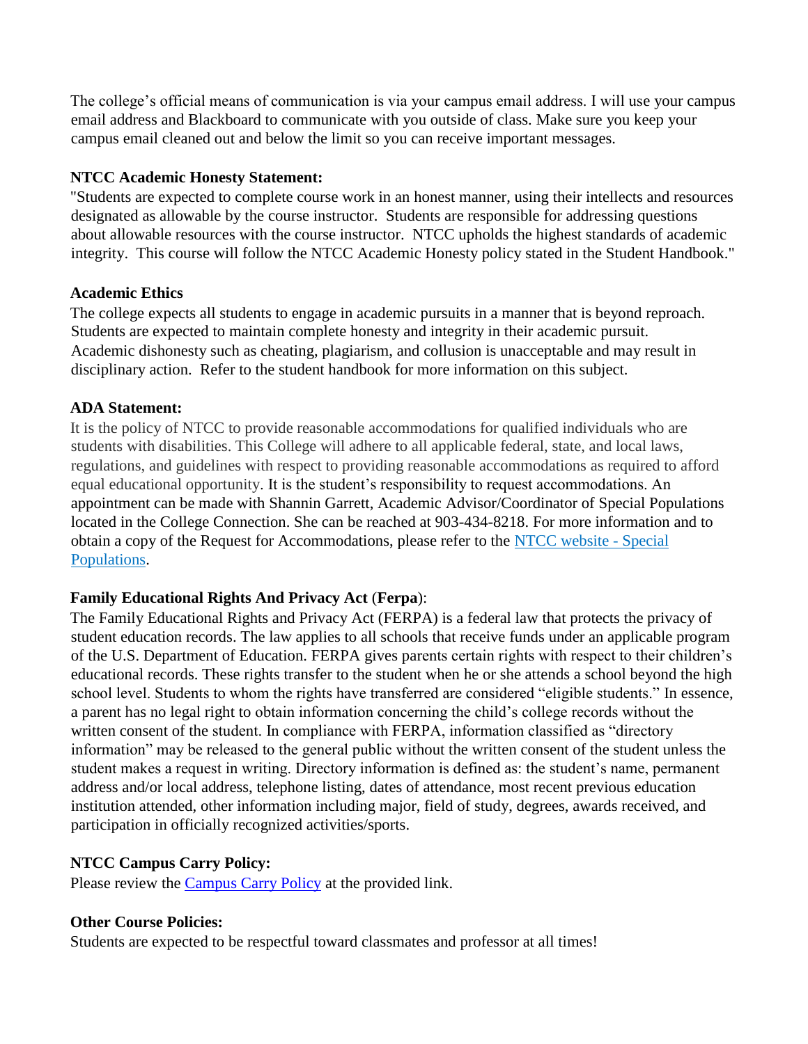The college's official means of communication is via your campus email address. I will use your campus email address and Blackboard to communicate with you outside of class. Make sure you keep your campus email cleaned out and below the limit so you can receive important messages.

**NTCC Academic Honesty Statement:**

"Students are expected to complete course work in an honest manner, using their intellects and resources designated as allowable by the course instructor. Students are responsible for addressing questions about allowable resources with the course instructor. NTCC upholds the highest standards of academic integrity. This course will follow the NTCC Academic Honesty policy stated in the Student Handbook."

**Academic Ethics**

The college expects all students to engage in academic pursuits in a manner that is beyond reproach. Students are expected to maintain complete honesty and integrity in their academic pursuit. Academic dishonesty such as cheating, plagiarism, and collusion is unacceptable and may result in disciplinary action. Refer to the student handbook for more information on this subject.

**ADA Statement:**

It is the policy of NTCC to provide reasonable accommodations for qualified individuals who are students with disabilities. This College will adhere to all applicable federal, state, and local laws, regulations, and guidelines with respect to providing reasonable accommodations as required to afford equal educational opportunity. It is the student's responsibility to request accommodations. An appointment can be made with Shannin Garrett, Academic Advisor/Coordinator of Special Populations located in the College Connection. She can be reached at 903-434-8218. For more information and to obtain a copy of the Request for Accommodations, please refer to the NTCC website - Special Populations.

**Family Educational Rights And Privacy Act (Ferpa):**

The Family Educational Rights and Privacy Act (FERPA) is a federal law that protects the privacy of student education records. The law applies to all schools that receive funds under an applicable program of the U.S. Department of Education. FERPA gives parents certain rights with respect to their children's educational records. These rights transfer to the student when he or she attends a school beyond the high school level. Students to whom the rights have transferred are considered "eligible students." In essence, a parent has no legal right to obtain information concerning the child's college records without the written consent of the student. In compliance with FERPA, information classified as "directory information" may be released to the general public without the written consent of the student unless the student makes a request in writing. Directory information is defined as: the student's name, permanent address and/or local address, telephone listing, dates of attendance, most recent previous education institution attended, other information including major, field of study, degrees, awards received, and participation in officially recognized activities/sports.

**NTCC Campus Carry Policy:**

Please review the Campus Carry Policy at the provided link.

**Other Course Policies:**

Students are expected to be respectful toward classmates and professor at all times!